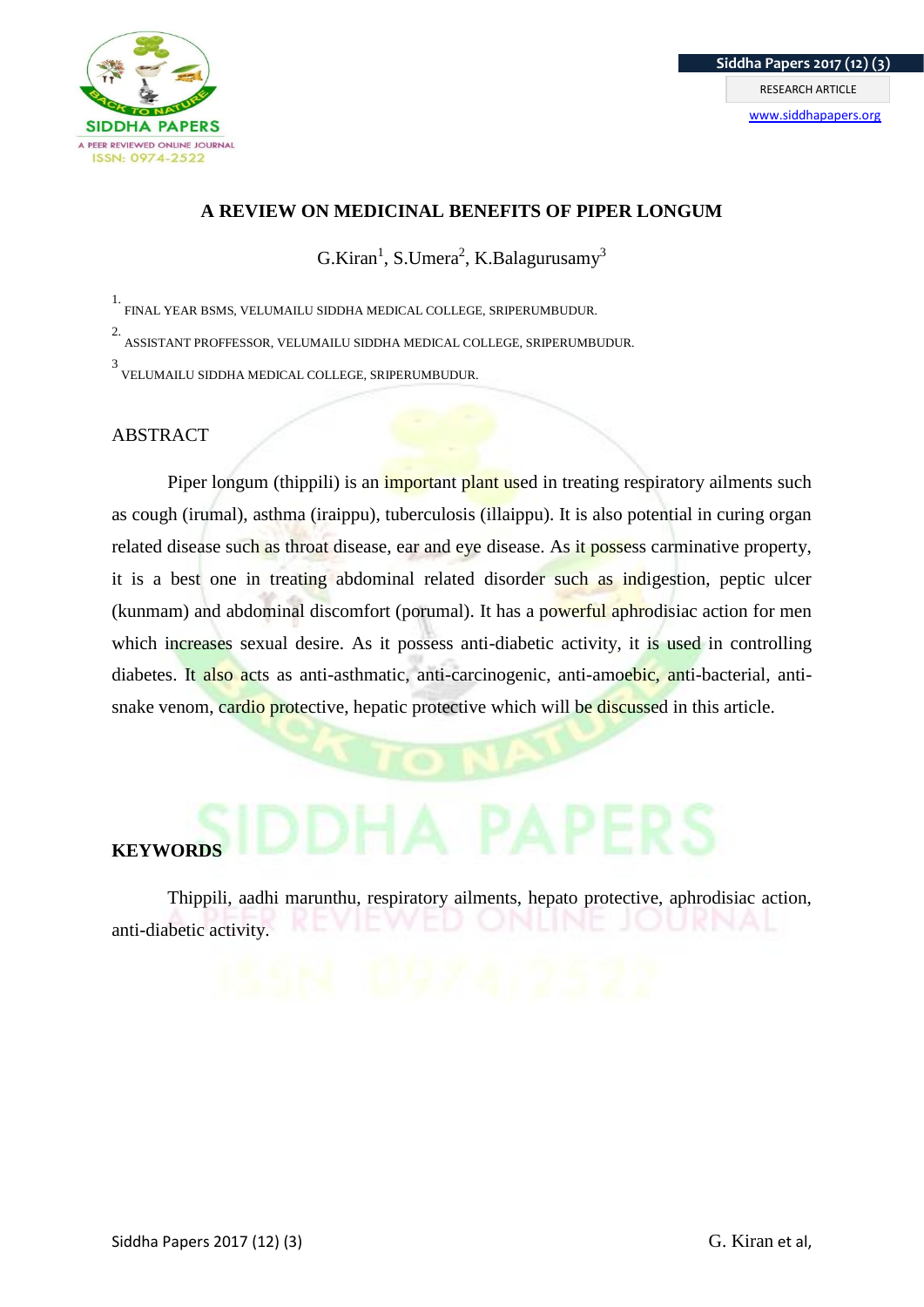# A REVIEW ON MEDICINAL BENEFITS OF PIPER LONGUM

G.Kiran[1], S.Umera[2], K.Balagurusamy[3]

1. FINAL YEAR BSMS, VELUMAILU SIDDHA MEDICAL COLLEGE, SRIPERUMBUDUR.

2. ASSISTANT PROFFESSOR, VELUMAILU SIDDHA MEDICAL COLLEGE, SRIPERUMBUDUR.

3 VELUMAILU SIDDHA MEDICAL COLLEGE, SRIPERUMBUDUR.

## ABSTRACT

Piper longum (thippili) is an important plant used in treating respiratory ailments such as cough (irumal), asthma (iraippu), tuberculosis (illaippu). It is also potential in curing organ related disease such as throat disease, ear and eye disease. As it possess carminative property, it is a best one in treating abdominal related disorder such as indigestion, peptic ulcer (kunmam) and abdominal discomfort (porumal). It has a powerful aphrodisiac action for men which increases sexual desire. As it possess anti-diabetic activity, it is used in controlling diabetes. It also acts as anti-asthmatic, anti-carcinogenic, anti-amoebic, anti-bacterial, anti-snake venom, cardio protective, hepatic protective which will be discussed in this article.

## KEYWORDS

Thippili, aadhi marunthu, respiratory ailments, hepato protective, aphrodisiac action, anti-diabetic activity.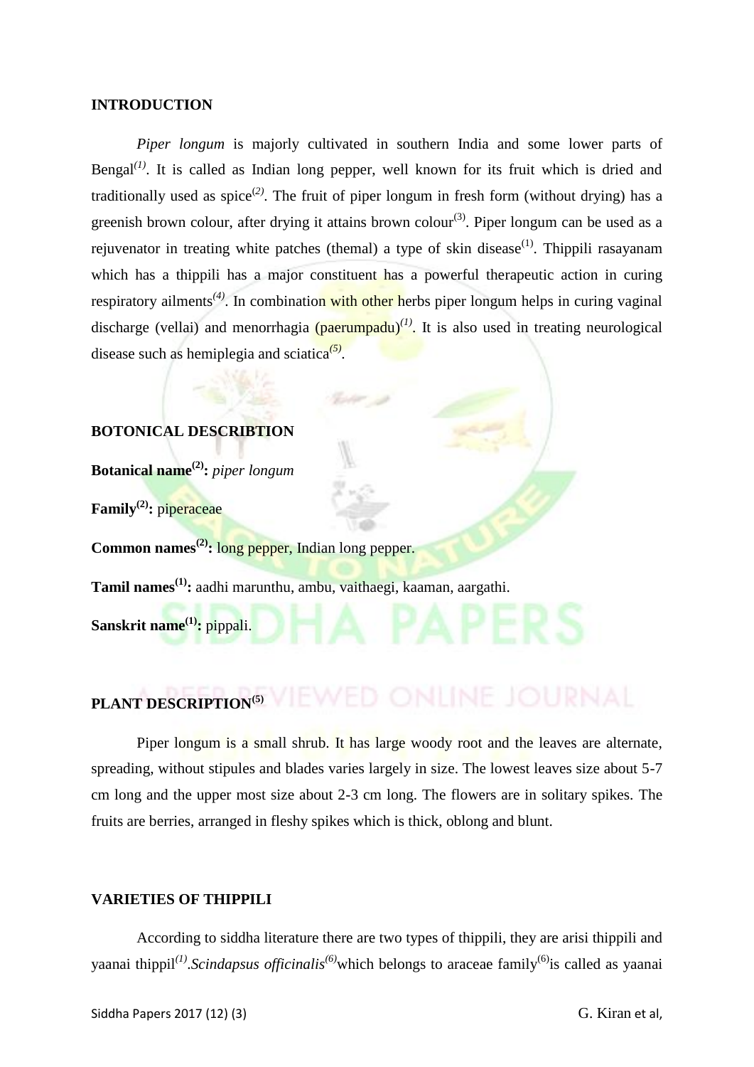## INTRODUCTION

*Piper longum* is majorly cultivated in southern India and some lower parts of Bengal[(1)]. It is called as Indian long pepper, well known for its fruit which is dried and traditionally used as spice[(2)]. The fruit of piper longum in fresh form (without drying) has a greenish brown colour, after drying it attains brown colour[(3)]. Piper longum can be used as a rejuvenator in treating white patches (themal) a type of skin disease[(1)]. Thippili rasayanam which has a thippili has a major constituent has a powerful therapeutic action in curing respiratory ailments[(4)]. In combination with other herbs piper longum helps in curing vaginal discharge (vellai) and menorrhagia (paerumpadu)[(1)]. It is also used in treating neurological disease such as hemiplegia and sciatica[(5)].

## BOTONICAL DESCRIBTION

**Botanical name[(2)]:** *piper longum*

**Family[(2)]:** piperaceae

**Common names[(2)]:** long pepper, Indian long pepper.

**Tamil names[(1)]:** aadhi marunthu, ambu, vaithaegi, kaaman, aargathi.

**Sanskrit name[(1)]:** pippali.

## PLANT DESCRIPTION[(5)]

Piper longum is a small shrub. It has large woody root and the leaves are alternate, spreading, without stipules and blades varies largely in size. The lowest leaves size about 5-7 cm long and the upper most size about 2-3 cm long. The flowers are in solitary spikes. The fruits are berries, arranged in fleshy spikes which is thick, oblong and blunt.

## VARIETIES OF THIPPILI

According to siddha literature there are two types of thippili, they are arisi thippili and yaanai thippil[(1)].*Scindapsus officinalis*[(6)]which belongs to araceae family[(6)]is called as yaanai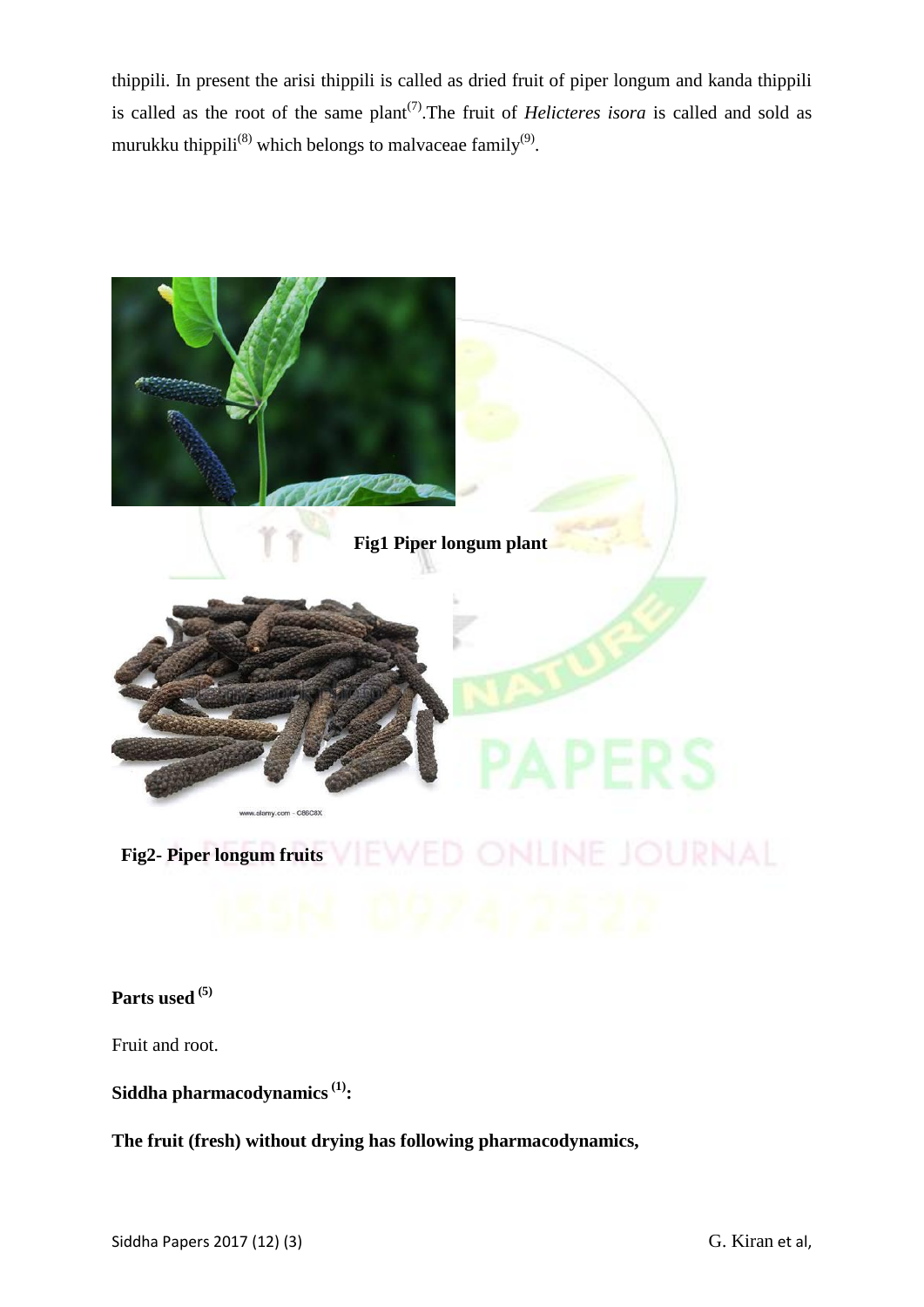thippili. In present the arisi thippili is called as dried fruit of piper longum and kanda thippili is called as the root of the same plant[7].The fruit of *Helicteres isora* is called and sold as murukku thippili[8] which belongs to malvaceae family[9].

**Fig1 Piper longum plant**

**Fig2- Piper longum fruits**

**Parts used [5]**

Fruit and root.

**Siddha pharmacodynamics [1]:**

**The fruit (fresh) without drying has following pharmacodynamics,**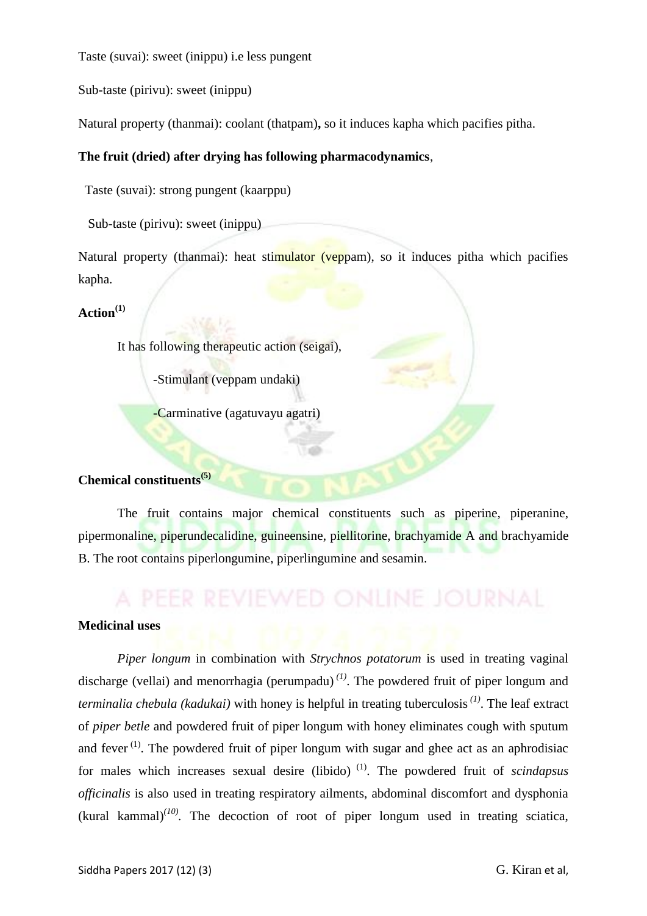Taste (suvai): sweet (inippu) i.e less pungent

Sub-taste (pirivu): sweet (inippu)

Natural property (thanmai): coolant (thatpam)**,** so it induces kapha which pacifies pitha.

**The fruit (dried) after drying has following pharmacodynamics**,

Taste (suvai): strong pungent (kaarppu)

Sub-taste (pirivu): sweet (inippu)

Natural property (thanmai): heat stimulator (veppam), so it induces pitha which pacifies kapha.

**Action[1]**

It has following therapeutic action (seigai),

- Stimulant (veppam undaki)
- Carminative (agatuvayu agatri)

**Chemical constituents[5]**

The fruit contains major chemical constituents such as piperine, piperanine, pipermonaline, piperundecalidine, guineensine, piellitorine, brachyamide A and brachyamide B. The root contains piperlongumine, piperlingumine and sesamin.

**Medicinal uses**

*Piper longum* in combination with *Strychnos potatorum* is used in treating vaginal discharge (vellai) and menorrhagia (perumpadu) [1]. The powdered fruit of piper longum and *terminalia chebula (kadukai)* with honey is helpful in treating tuberculosis [1]. The leaf extract of *piper betle* and powdered fruit of piper longum with honey eliminates cough with sputum and fever [1]. The powdered fruit of piper longum with sugar and ghee act as an aphrodisiac for males which increases sexual desire (libido) [1]. The powdered fruit of *scindapsus officinalis* is also used in treating respiratory ailments, abdominal discomfort and dysphonia (kural kammal)[10]. The decoction of root of piper longum used in treating sciatica,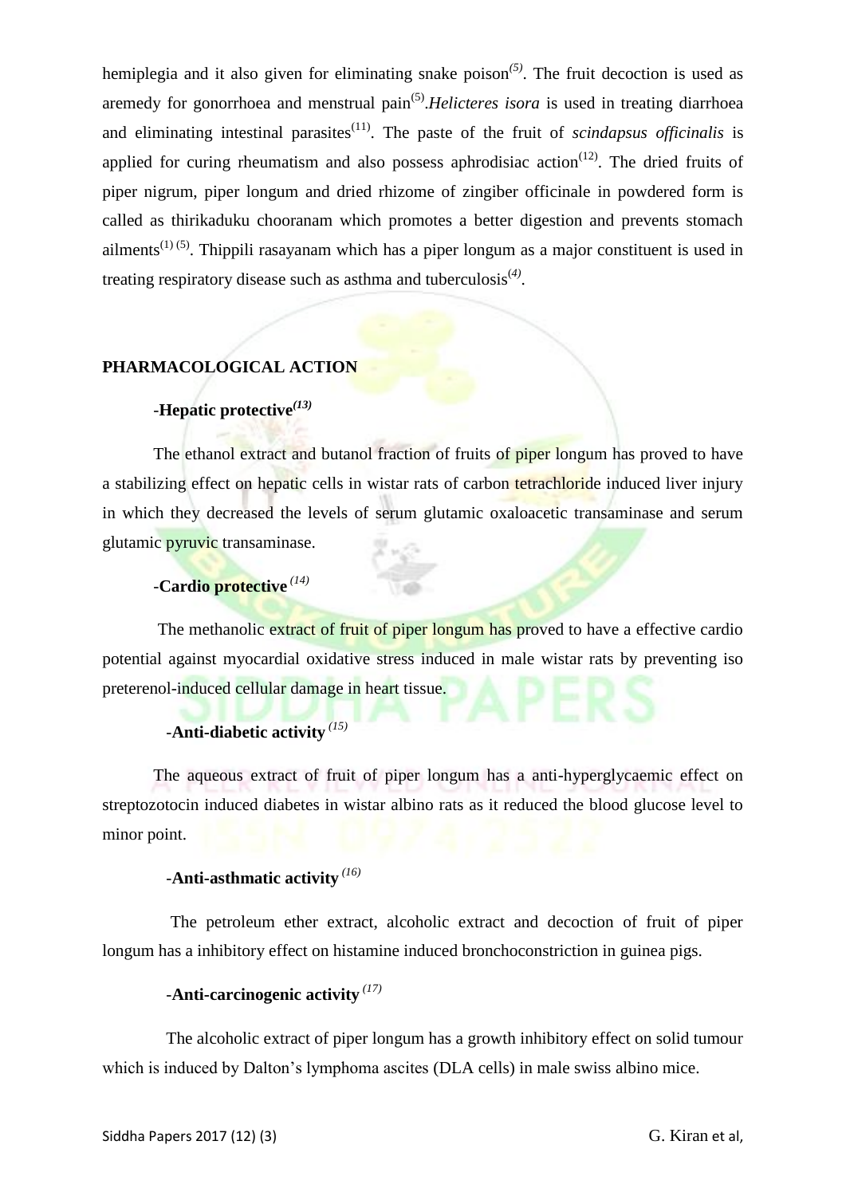hemiplegia and it also given for eliminating snake poison[5]. The fruit decoction is used as aremedy for gonorrhoea and menstrual pain[5].*Helicteres isora* is used in treating diarrhoea and eliminating intestinal parasites[11]. The paste of the fruit of *scindapsus officinalis* is applied for curing rheumatism and also possess aphrodisiac action[12]. The dried fruits of piper nigrum, piper longum and dried rhizome of zingiber officinale in powdered form is called as thirikaduku chooranam which promotes a better digestion and prevents stomach ailments[1] [5]. Thippili rasayanam which has a piper longum as a major constituent is used in treating respiratory disease such as asthma and tuberculosis[4].

## PHARMACOLOGICAL ACTION

### -Hepatic protective[13]

The ethanol extract and butanol fraction of fruits of piper longum has proved to have a stabilizing effect on hepatic cells in wistar rats of carbon tetrachloride induced liver injury in which they decreased the levels of serum glutamic oxaloacetic transaminase and serum glutamic pyruvic transaminase.

### -Cardio protective [14]

The methanolic extract of fruit of piper longum has proved to have a effective cardio potential against myocardial oxidative stress induced in male wistar rats by preventing iso preterenol-induced cellular damage in heart tissue.

### -Anti-diabetic activity [15]

The aqueous extract of fruit of piper longum has a anti-hyperglycaemic effect on streptozotocin induced diabetes in wistar albino rats as it reduced the blood glucose level to minor point.

### -Anti-asthmatic activity [16]

The petroleum ether extract, alcoholic extract and decoction of fruit of piper longum has a inhibitory effect on histamine induced bronchoconstriction in guinea pigs.

### -Anti-carcinogenic activity [17]

The alcoholic extract of piper longum has a growth inhibitory effect on solid tumour which is induced by Dalton's lymphoma ascites (DLA cells) in male swiss albino mice.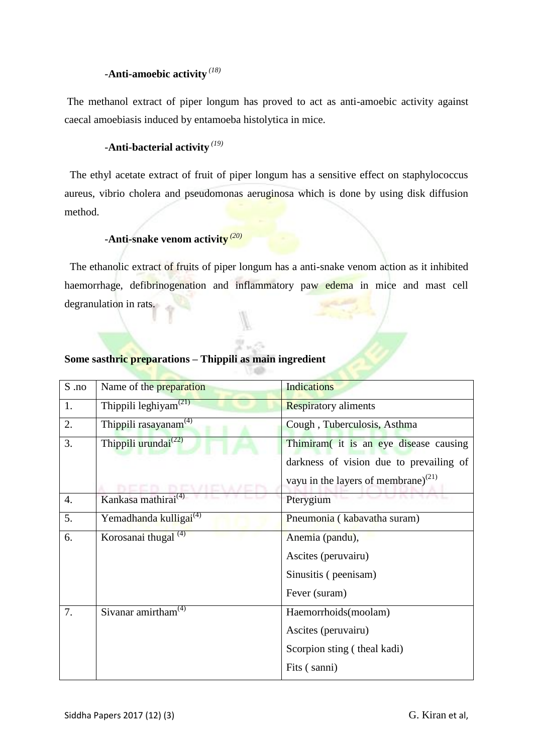**-Anti-amoebic activity** *[18]*

The methanol extract of piper longum has proved to act as anti-amoebic activity against caecal amoebiasis induced by entamoeba histolytica in mice.

**-Anti-bacterial activity** *[19]*

The ethyl acetate extract of fruit of piper longum has a sensitive effect on staphylococcus aureus, vibrio cholera and pseudomonas aeruginosa which is done by using disk diffusion method.

**-Anti-snake venom activity** *[20]*

The ethanolic extract of fruits of piper longum has a anti-snake venom action as it inhibited haemorrhage, defibrinogenation and inflammatory paw edema in mice and mast cell degranulation in rats.

**Some sasthric preparations – Thippili as main ingredient**

| S .no | Name of the preparation | Indications |
|---|---|---|
| 1. | Thippili leghiyam[21] | Respiratory aliments |
| 2. | Thippili rasayanam[4] | Cough , Tuberculosis, Asthma |
| 3. | Thippili urundai[22] | Thimiram( it is an eye disease causing darkness of vision due to prevailing of vayu in the layers of membrane)[21] |
| 4. | Kankasa mathirai[4] | Pterygium |
| 5. | Yemadhanda kulligai[4] | Pneumonia ( kabavatha suram) |
| 6. | Korosanai thugal [4] | Anemia (pandu),<br>Ascites (peruvairu)<br>Sinusitis ( peenisam)<br>Fever (suram) |
| 7. | Sivanar amirtham[4] | Haemorrhoids(moolam)<br>Ascites (peruvairu)<br>Scorpion sting ( theal kadi)<br>Fits ( sanni) |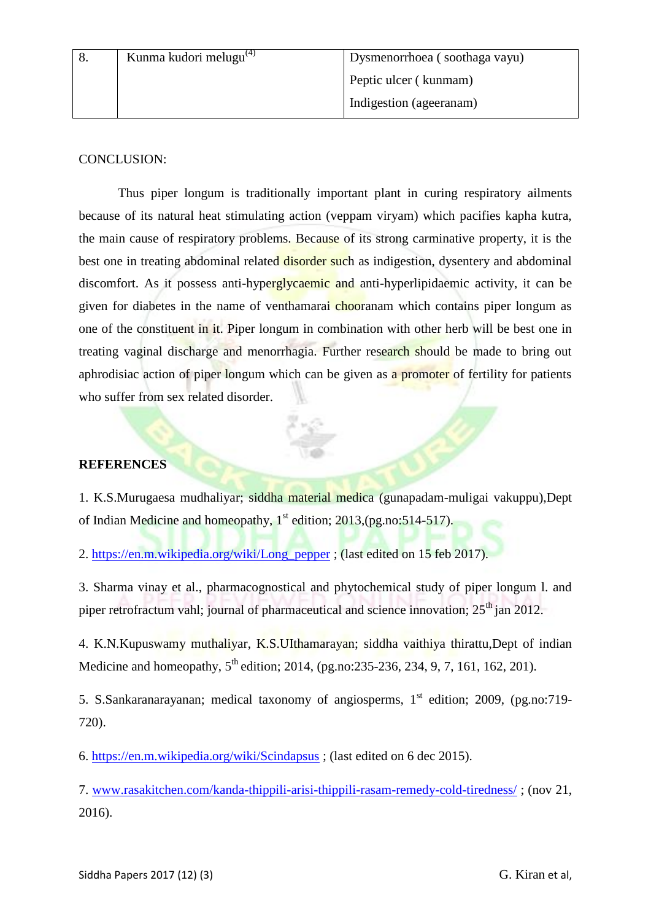| 8. | Kunma kudori melugu[4] | Dysmenorrhoea ( soothaga vayu)<br>Peptic ulcer ( kunmam)<br>Indigestion (ageeranam) |
|---|---|---|

CONCLUSION:

Thus piper longum is traditionally important plant in curing respiratory ailments because of its natural heat stimulating action (veppam viryam) which pacifies kapha kutra, the main cause of respiratory problems. Because of its strong carminative property, it is the best one in treating abdominal related disorder such as indigestion, dysentery and abdominal discomfort. As it possess anti-hyperglycaemic and anti-hyperlipidaemic activity, it can be given for diabetes in the name of venthamarai chooranam which contains piper longum as one of the constituent in it. Piper longum in combination with other herb will be best one in treating vaginal discharge and menorrhagia. Further research should be made to bring out aphrodisiac action of piper longum which can be given as a promoter of fertility for patients who suffer from sex related disorder.

**REFERENCES**

1. K.S.Murugaesa mudhaliyar; siddha material medica (gunapadam-muligai vakuppu),Dept of Indian Medicine and homeopathy, 1st edition; 2013,(pg.no:514-517).

2. https://en.m.wikipedia.org/wiki/Long_pepper ; (last edited on 15 feb 2017).

3. Sharma vinay et al., pharmacognostical and phytochemical study of piper longum l. and piper retrofractum vahl; journal of pharmaceutical and science innovation; 25th jan 2012.

4. K.N.Kupuswamy muthaliyar, K.S.UIthamarayan; siddha vaithiya thirattu,Dept of indian Medicine and homeopathy, 5th edition; 2014, (pg.no:235-236, 234, 9, 7, 161, 162, 201).

5. S.Sankaranarayanan; medical taxonomy of angiosperms, 1st edition; 2009, (pg.no:719-720).

6. https://en.m.wikipedia.org/wiki/Scindapsus ; (last edited on 6 dec 2015).

7. www.rasakitchen.com/kanda-thippili-arisi-thippili-rasam-remedy-cold-tiredness/ ; (nov 21, 2016).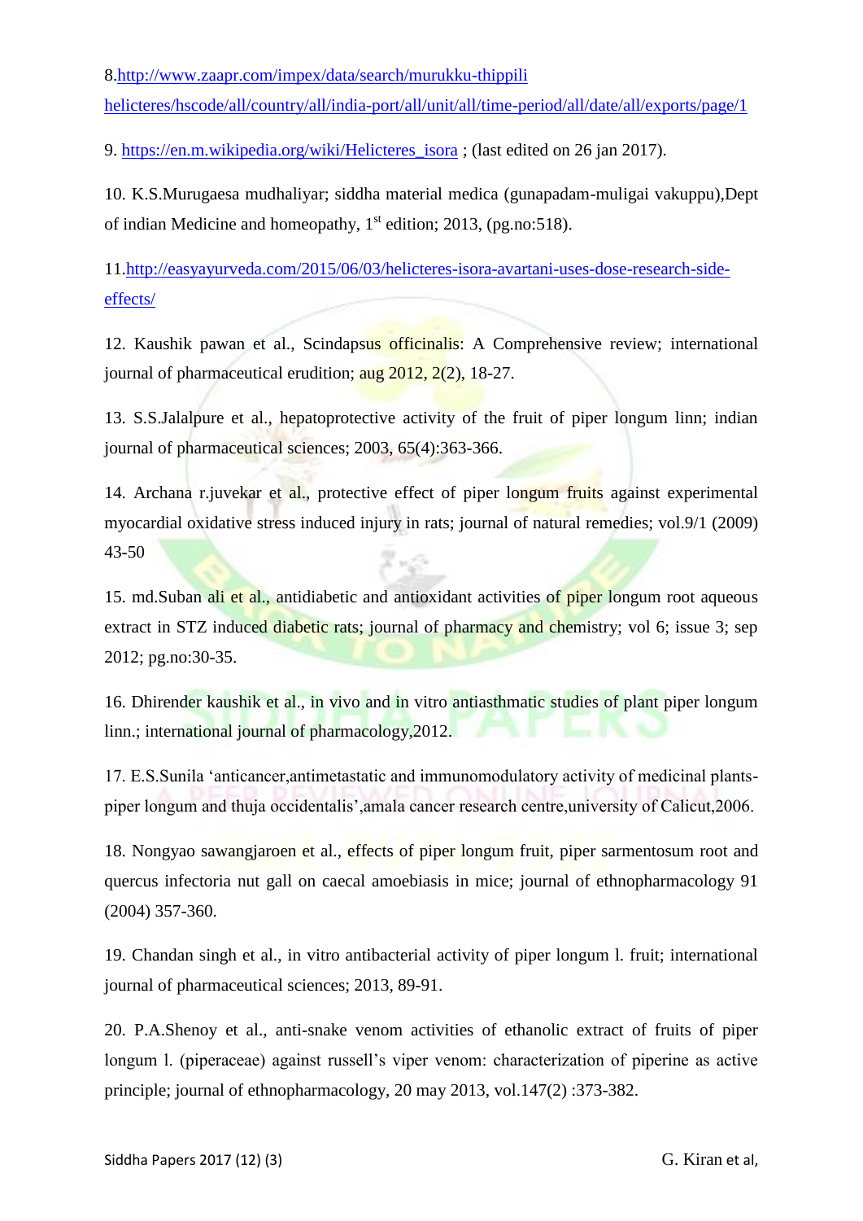8.http://www.zaapr.com/impex/data/search/murukku-thippili helicteres/hscode/all/country/all/india-port/all/unit/all/time-period/all/date/all/exports/page/1

9. https://en.m.wikipedia.org/wiki/Helicteres_isora ; (last edited on 26 jan 2017).

10. K.S.Murugaesa mudhaliyar; siddha material medica (gunapadam-muligai vakuppu),Dept of indian Medicine and homeopathy, 1[st] edition; 2013, (pg.no:518).

11.http://easyayurveda.com/2015/06/03/helicteres-isora-avartani-uses-dose-research-side-effects/

12. Kaushik pawan et al., Scindapsus officinalis: A Comprehensive review; international journal of pharmaceutical erudition; aug 2012, 2(2), 18-27.

13. S.S.Jalalpure et al., hepatoprotective activity of the fruit of piper longum linn; indian journal of pharmaceutical sciences; 2003, 65(4):363-366.

14. Archana r.juvekar et al., protective effect of piper longum fruits against experimental myocardial oxidative stress induced injury in rats; journal of natural remedies; vol.9/1 (2009) 43-50

15. md.Suban ali et al., antidiabetic and antioxidant activities of piper longum root aqueous extract in STZ induced diabetic rats; journal of pharmacy and chemistry; vol 6; issue 3; sep 2012; pg.no:30-35.

16. Dhirender kaushik et al., in vivo and in vitro antiasthmatic studies of plant piper longum linn.; international journal of pharmacology,2012.

17. E.S.Sunila 'anticancer,antimetastatic and immunomodulatory activity of medicinal plants-piper longum and thuja occidentalis',amala cancer research centre,university of Calicut,2006.

18. Nongyao sawangjaroen et al., effects of piper longum fruit, piper sarmentosum root and quercus infectoria nut gall on caecal amoebiasis in mice; journal of ethnopharmacology 91 (2004) 357-360.

19. Chandan singh et al., in vitro antibacterial activity of piper longum l. fruit; international journal of pharmaceutical sciences; 2013, 89-91.

20. P.A.Shenoy et al., anti-snake venom activities of ethanolic extract of fruits of piper longum l. (piperaceae) against russell's viper venom: characterization of piperine as active principle; journal of ethnopharmacology, 20 may 2013, vol.147(2) :373-382.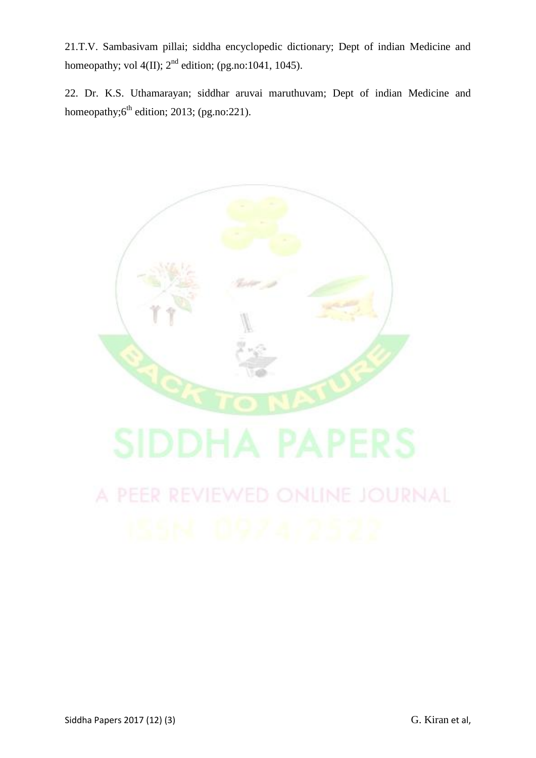21.T.V. Sambasivam pillai; siddha encyclopedic dictionary; Dept of indian Medicine and homeopathy; vol 4(II); 2nd edition; (pg.no:1041, 1045).

22. Dr. K.S. Uthamarayan; siddhar aruvai maruthuvam; Dept of indian Medicine and homeopathy;6th edition; 2013; (pg.no:221).